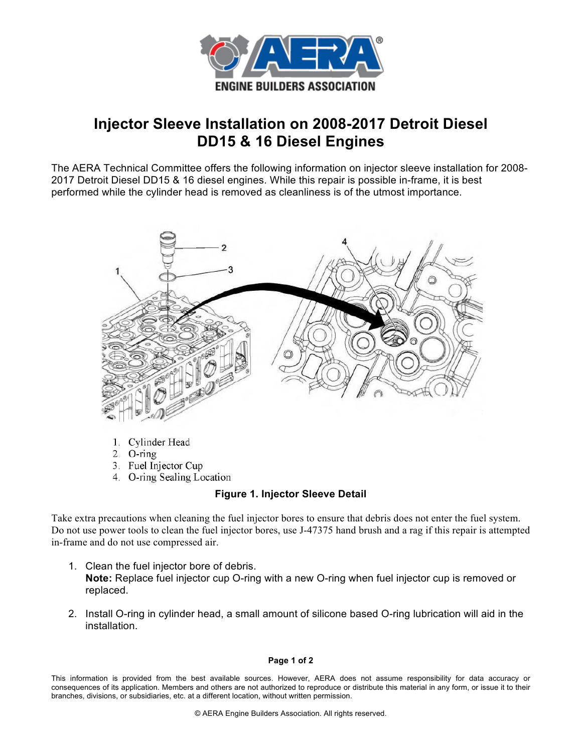# Injector Sleeve Installation on 2008-2017 Detroit Diesel DD15 & 16 Diesel Engines

The AERA Technical Committee offers the following information on injector sleeve installation for 2008-2017 Detroit Diesel DD15 & 16 diesel engines. While this repair is possible in-frame, it is best performed while the cylinder head is removed as cleanliness is of the utmost importance.

1. Cylinder Head
2. O-ring
3. Fuel Injector Cup
4. O-ring Sealing Location

**Figure 1. Injector Sleeve Detail**

Take extra precautions when cleaning the fuel injector bores to ensure that debris does not enter the fuel system. Do not use power tools to clean the fuel injector bores, use J-47375 hand brush and a rag if this repair is attempted in-frame and do not use compressed air.

1. Clean the fuel injector bore of debris.
   **Note:** Replace fuel injector cup O-ring with a new O-ring when fuel injector cup is removed or replaced.

2. Install O-ring in cylinder head, a small amount of silicone based O-ring lubrication will aid in the installation.

This information is provided from the best available sources. However, AERA does not assume responsibility for data accuracy or consequences of its application. Members and others are not authorized to reproduce or distribute this material in any form, or issue it to their branches, divisions, or subsidiaries, etc. at a different location, without written permission.

© AERA Engine Builders Association. All rights reserved.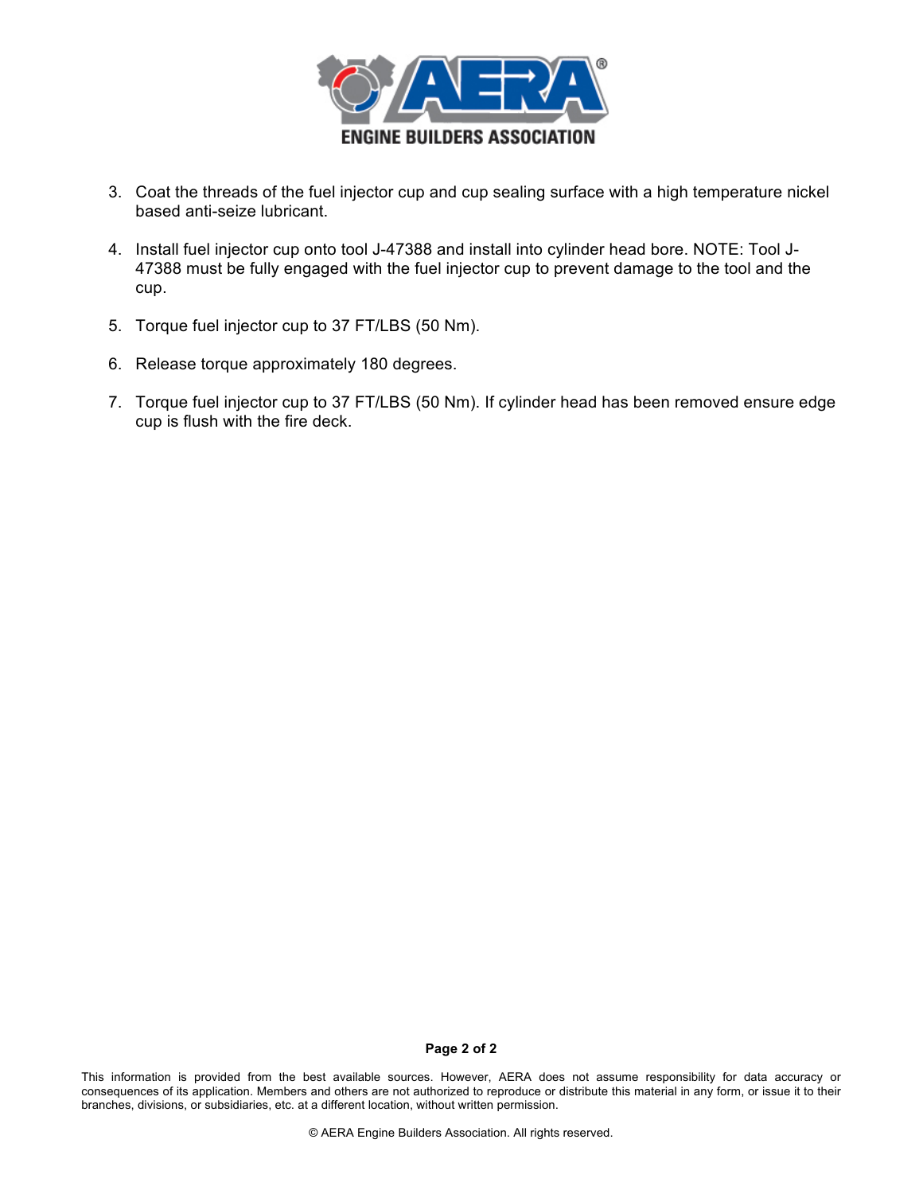3. Coat the threads of the fuel injector cup and cup sealing surface with a high temperature nickel based anti-seize lubricant.

4. Install fuel injector cup onto tool J-47388 and install into cylinder head bore. NOTE: Tool J-47388 must be fully engaged with the fuel injector cup to prevent damage to the tool and the cup.

5. Torque fuel injector cup to 37 FT/LBS (50 Nm).

6. Release torque approximately 180 degrees.

7. Torque fuel injector cup to 37 FT/LBS (50 Nm). If cylinder head has been removed ensure edge cup is flush with the fire deck.

This information is provided from the best available sources. However, AERA does not assume responsibility for data accuracy or consequences of its application. Members and others are not authorized to reproduce or distribute this material in any form, or issue it to their branches, divisions, or subsidiaries, etc. at a different location, without written permission.

© AERA Engine Builders Association. All rights reserved.